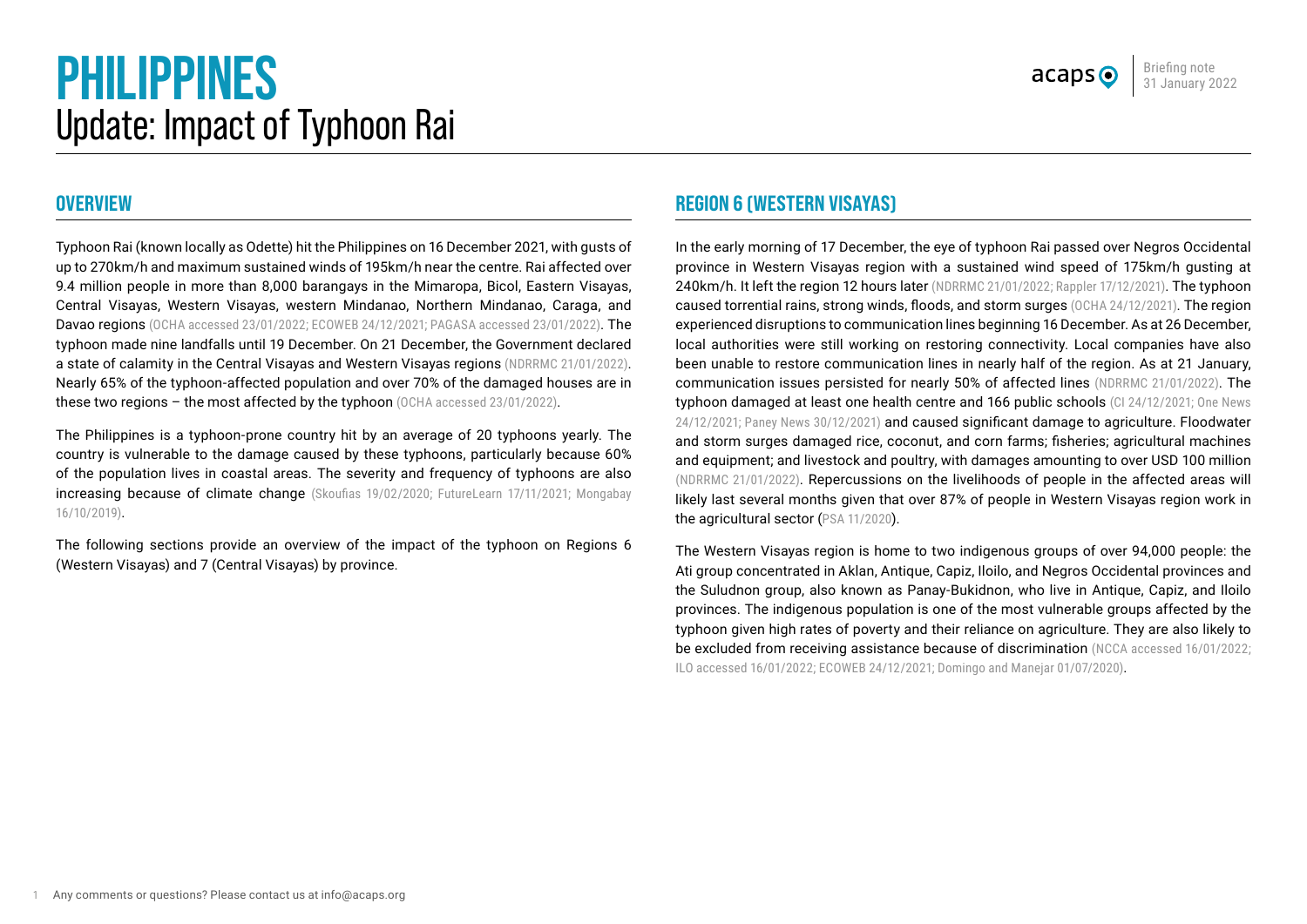# PHILIPPINES

## Update: Impact of Typhoon Rai

Briefing note
31 January 2022

## OVERVIEW

Typhoon Rai (known locally as Odette) hit the Philippines on 16 December 2021, with gusts of up to 270km/h and maximum sustained winds of 195km/h near the centre. Rai affected over 9.4 million people in more than 8,000 barangays in the Mimaropa, Bicol, Eastern Visayas, Central Visayas, Western Visayas, western Mindanao, Northern Mindanao, Caraga, and Davao regions (OCHA accessed 23/01/2022; ECOWEB 24/12/2021; PAGASA accessed 23/01/2022). The typhoon made nine landfalls until 19 December. On 21 December, the Government declared a state of calamity in the Central Visayas and Western Visayas regions (NDRRMC 21/01/2022). Nearly 65% of the typhoon-affected population and over 70% of the damaged houses are in these two regions – the most affected by the typhoon (OCHA accessed 23/01/2022).

The Philippines is a typhoon-prone country hit by an average of 20 typhoons yearly. The country is vulnerable to the damage caused by these typhoons, particularly because 60% of the population lives in coastal areas. The severity and frequency of typhoons are also increasing because of climate change (Skoufias 19/02/2020; FutureLearn 17/11/2021; Mongabay 16/10/2019).

The following sections provide an overview of the impact of the typhoon on Regions 6 (Western Visayas) and 7 (Central Visayas) by province.

## REGION 6 (WESTERN VISAYAS)

In the early morning of 17 December, the eye of typhoon Rai passed over Negros Occidental province in Western Visayas region with a sustained wind speed of 175km/h gusting at 240km/h. It left the region 12 hours later (NDRRMC 21/01/2022; Rappler 17/12/2021). The typhoon caused torrential rains, strong winds, floods, and storm surges (OCHA 24/12/2021). The region experienced disruptions to communication lines beginning 16 December. As at 26 December, local authorities were still working on restoring connectivity. Local companies have also been unable to restore communication lines in nearly half of the region. As at 21 January, communication issues persisted for nearly 50% of affected lines (NDRRMC 21/01/2022). The typhoon damaged at least one health centre and 166 public schools (CI 24/12/2021; One News 24/12/2021; Paney News 30/12/2021) and caused significant damage to agriculture. Floodwater and storm surges damaged rice, coconut, and corn farms; fisheries; agricultural machines and equipment; and livestock and poultry, with damages amounting to over USD 100 million (NDRRMC 21/01/2022). Repercussions on the livelihoods of people in the affected areas will likely last several months given that over 87% of people in Western Visayas region work in the agricultural sector (PSA 11/2020).

The Western Visayas region is home to two indigenous groups of over 94,000 people: the Ati group concentrated in Aklan, Antique, Capiz, Iloilo, and Negros Occidental provinces and the Suludnon group, also known as Panay-Bukidnon, who live in Antique, Capiz, and Iloilo provinces. The indigenous population is one of the most vulnerable groups affected by the typhoon given high rates of poverty and their reliance on agriculture. They are also likely to be excluded from receiving assistance because of discrimination (NCCA accessed 16/01/2022; ILO accessed 16/01/2022; ECOWEB 24/12/2021; Domingo and Manejar 01/07/2020).

Any comments or questions? Please contact us at info@acaps.org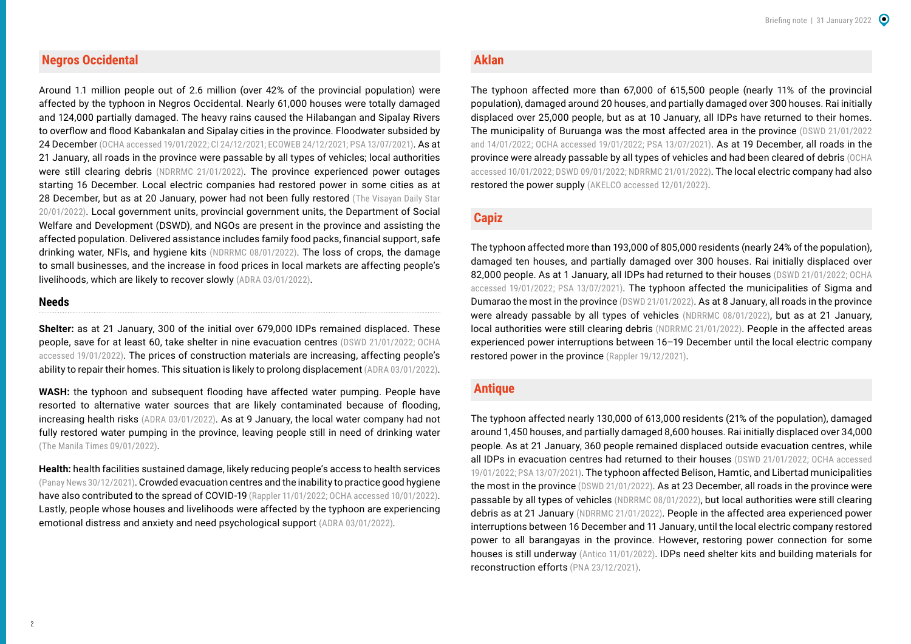## Negros Occidental

Around 1.1 million people out of 2.6 million (over 42% of the provincial population) were affected by the typhoon in Negros Occidental. Nearly 61,000 houses were totally damaged and 124,000 partially damaged. The heavy rains caused the Hilabangan and Sipalay Rivers to overflow and flood Kabankalan and Sipalay cities in the province. Floodwater subsided by 24 December (OCHA accessed 19/01/2022; CI 24/12/2021; ECOWEB 24/12/2021; PSA 13/07/2021). As at 21 January, all roads in the province were passable by all types of vehicles; local authorities were still clearing debris (NDRRMC 21/01/2022). The province experienced power outages starting 16 December. Local electric companies had restored power in some cities as at 28 December, but as at 20 January, power had not been fully restored (The Visayan Daily Star 20/01/2022). Local government units, provincial government units, the Department of Social Welfare and Development (DSWD), and NGOs are present in the province and assisting the affected population. Delivered assistance includes family food packs, financial support, safe drinking water, NFIs, and hygiene kits (NDRRMC 08/01/2022). The loss of crops, the damage to small businesses, and the increase in food prices in local markets are affecting people's livelihoods, which are likely to recover slowly (ADRA 03/01/2022).

### Needs

**Shelter:** as at 21 January, 300 of the initial over 679,000 IDPs remained displaced. These people, save for at least 60, take shelter in nine evacuation centres (DSWD 21/01/2022; OCHA accessed 19/01/2022). The prices of construction materials are increasing, affecting people's ability to repair their homes. This situation is likely to prolong displacement (ADRA 03/01/2022).

**WASH:** the typhoon and subsequent flooding have affected water pumping. People have resorted to alternative water sources that are likely contaminated because of flooding, increasing health risks (ADRA 03/01/2022). As at 9 January, the local water company had not fully restored water pumping in the province, leaving people still in need of drinking water (The Manila Times 09/01/2022).

**Health:** health facilities sustained damage, likely reducing people's access to health services (Panay News 30/12/2021). Crowded evacuation centres and the inability to practice good hygiene have also contributed to the spread of COVID-19 (Rappler 11/01/2022; OCHA accessed 10/01/2022). Lastly, people whose houses and livelihoods were affected by the typhoon are experiencing emotional distress and anxiety and need psychological support (ADRA 03/01/2022).

## Aklan

The typhoon affected more than 67,000 of 615,500 people (nearly 11% of the provincial population), damaged around 20 houses, and partially damaged over 300 houses. Rai initially displaced over 25,000 people, but as at 10 January, all IDPs have returned to their homes. The municipality of Buruanga was the most affected area in the province (DSWD 21/01/2022 and 14/01/2022; OCHA accessed 19/01/2022; PSA 13/07/2021). As at 19 December, all roads in the province were already passable by all types of vehicles and had been cleared of debris (OCHA accessed 10/01/2022; DSWD 09/01/2022; NDRRMC 21/01/2022). The local electric company had also restored the power supply (AKELCO accessed 12/01/2022).

## Capiz

The typhoon affected more than 193,000 of 805,000 residents (nearly 24% of the population), damaged ten houses, and partially damaged over 300 houses. Rai initially displaced over 82,000 people. As at 1 January, all IDPs had returned to their houses (DSWD 21/01/2022; OCHA accessed 19/01/2022; PSA 13/07/2021). The typhoon affected the municipalities of Sigma and Dumarao the most in the province (DSWD 21/01/2022). As at 8 January, all roads in the province were already passable by all types of vehicles (NDRRMC 08/01/2022), but as at 21 January, local authorities were still clearing debris (NDRRMC 21/01/2022). People in the affected areas experienced power interruptions between 16–19 December until the local electric company restored power in the province (Rappler 19/12/2021).

## Antique

The typhoon affected nearly 130,000 of 613,000 residents (21% of the population), damaged around 1,450 houses, and partially damaged 8,600 houses. Rai initially displaced over 34,000 people. As at 21 January, 360 people remained displaced outside evacuation centres, while all IDPs in evacuation centres had returned to their houses (DSWD 21/01/2022; OCHA accessed 19/01/2022; PSA 13/07/2021). The typhoon affected Belison, Hamtic, and Libertad municipalities the most in the province (DSWD 21/01/2022). As at 23 December, all roads in the province were passable by all types of vehicles (NDRRMC 08/01/2022), but local authorities were still clearing debris as at 21 January (NDRRMC 21/01/2022). People in the affected area experienced power interruptions between 16 December and 11 January, until the local electric company restored power to all barangayas in the province. However, restoring power connection for some houses is still underway (Antico 11/01/2022). IDPs need shelter kits and building materials for reconstruction efforts (PNA 23/12/2021).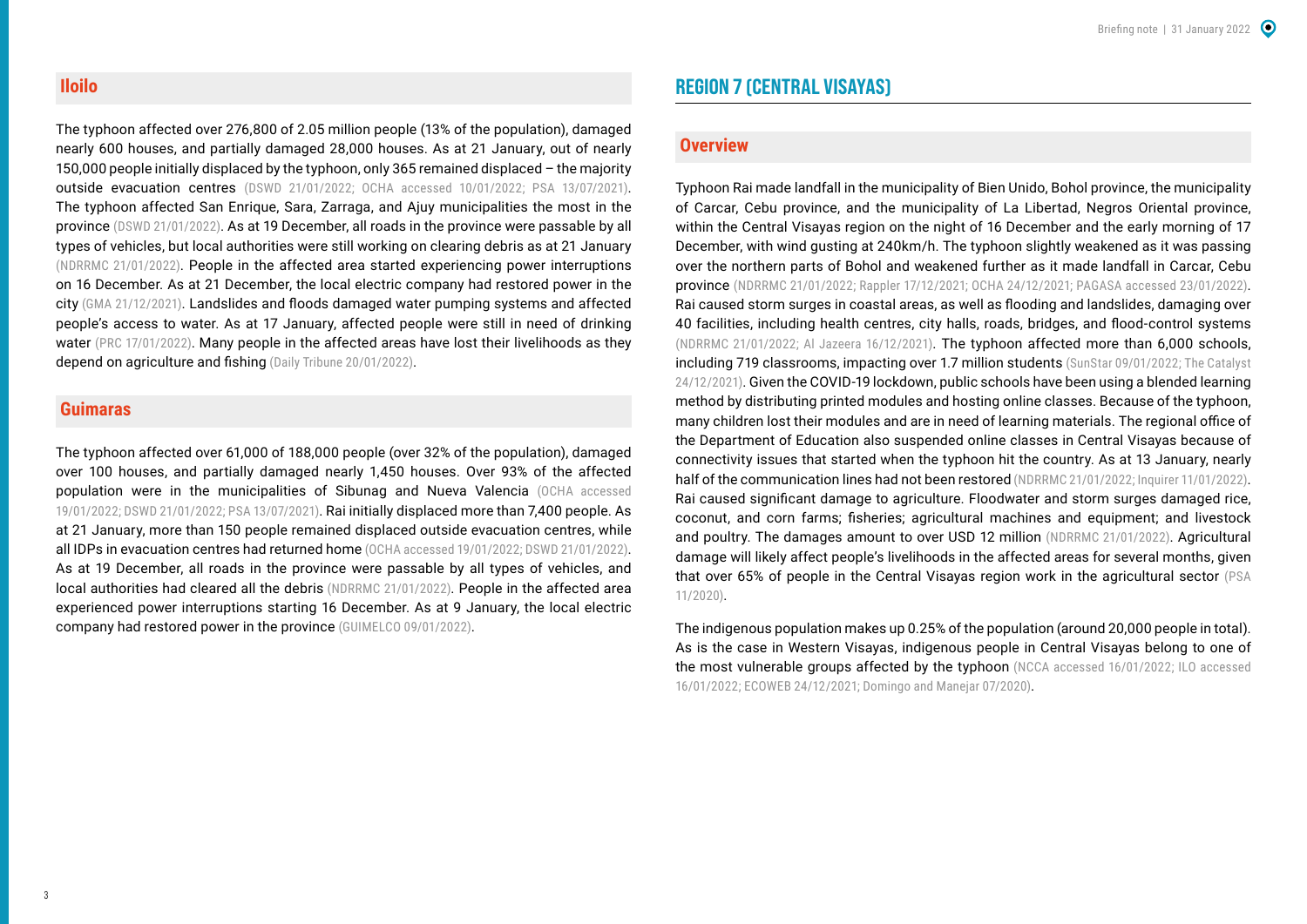### Iloilo

The typhoon affected over 276,800 of 2.05 million people (13% of the population), damaged nearly 600 houses, and partially damaged 28,000 houses. As at 21 January, out of nearly 150,000 people initially displaced by the typhoon, only 365 remained displaced – the majority outside evacuation centres (DSWD 21/01/2022; OCHA accessed 10/01/2022; PSA 13/07/2021). The typhoon affected San Enrique, Sara, Zarraga, and Ajuy municipalities the most in the province (DSWD 21/01/2022). As at 19 December, all roads in the province were passable by all types of vehicles, but local authorities were still working on clearing debris as at 21 January (NDRRMC 21/01/2022). People in the affected area started experiencing power interruptions on 16 December. As at 21 December, the local electric company had restored power in the city (GMA 21/12/2021). Landslides and floods damaged water pumping systems and affected people's access to water. As at 17 January, affected people were still in need of drinking water (PRC 17/01/2022). Many people in the affected areas have lost their livelihoods as they depend on agriculture and fishing (Daily Tribune 20/01/2022).

### Guimaras

The typhoon affected over 61,000 of 188,000 people (over 32% of the population), damaged over 100 houses, and partially damaged nearly 1,450 houses. Over 93% of the affected population were in the municipalities of Sibunag and Nueva Valencia (OCHA accessed 19/01/2022; DSWD 21/01/2022; PSA 13/07/2021). Rai initially displaced more than 7,400 people. As at 21 January, more than 150 people remained displaced outside evacuation centres, while all IDPs in evacuation centres had returned home (OCHA accessed 19/01/2022; DSWD 21/01/2022). As at 19 December, all roads in the province were passable by all types of vehicles, and local authorities had cleared all the debris (NDRRMC 21/01/2022). People in the affected area experienced power interruptions starting 16 December. As at 9 January, the local electric company had restored power in the province (GUIMELCO 09/01/2022).

## REGION 7 (CENTRAL VISAYAS)

### Overview

Typhoon Rai made landfall in the municipality of Bien Unido, Bohol province, the municipality of Carcar, Cebu province, and the municipality of La Libertad, Negros Oriental province, within the Central Visayas region on the night of 16 December and the early morning of 17 December, with wind gusting at 240km/h. The typhoon slightly weakened as it was passing over the northern parts of Bohol and weakened further as it made landfall in Carcar, Cebu province (NDRRMC 21/01/2022; Rappler 17/12/2021; OCHA 24/12/2021; PAGASA accessed 23/01/2022). Rai caused storm surges in coastal areas, as well as flooding and landslides, damaging over 40 facilities, including health centres, city halls, roads, bridges, and flood-control systems (NDRRMC 21/01/2022; Al Jazeera 16/12/2021). The typhoon affected more than 6,000 schools, including 719 classrooms, impacting over 1.7 million students (SunStar 09/01/2022; The Catalyst 24/12/2021). Given the COVID-19 lockdown, public schools have been using a blended learning method by distributing printed modules and hosting online classes. Because of the typhoon, many children lost their modules and are in need of learning materials. The regional office of the Department of Education also suspended online classes in Central Visayas because of connectivity issues that started when the typhoon hit the country. As at 13 January, nearly half of the communication lines had not been restored (NDRRMC 21/01/2022; Inquirer 11/01/2022). Rai caused significant damage to agriculture. Floodwater and storm surges damaged rice, coconut, and corn farms; fisheries; agricultural machines and equipment; and livestock and poultry. The damages amount to over USD 12 million (NDRRMC 21/01/2022). Agricultural damage will likely affect people's livelihoods in the affected areas for several months, given that over 65% of people in the Central Visayas region work in the agricultural sector (PSA 11/2020).

The indigenous population makes up 0.25% of the population (around 20,000 people in total). As is the case in Western Visayas, indigenous people in Central Visayas belong to one of the most vulnerable groups affected by the typhoon (NCCA accessed 16/01/2022; ILO accessed 16/01/2022; ECOWEB 24/12/2021; Domingo and Manejar 07/2020).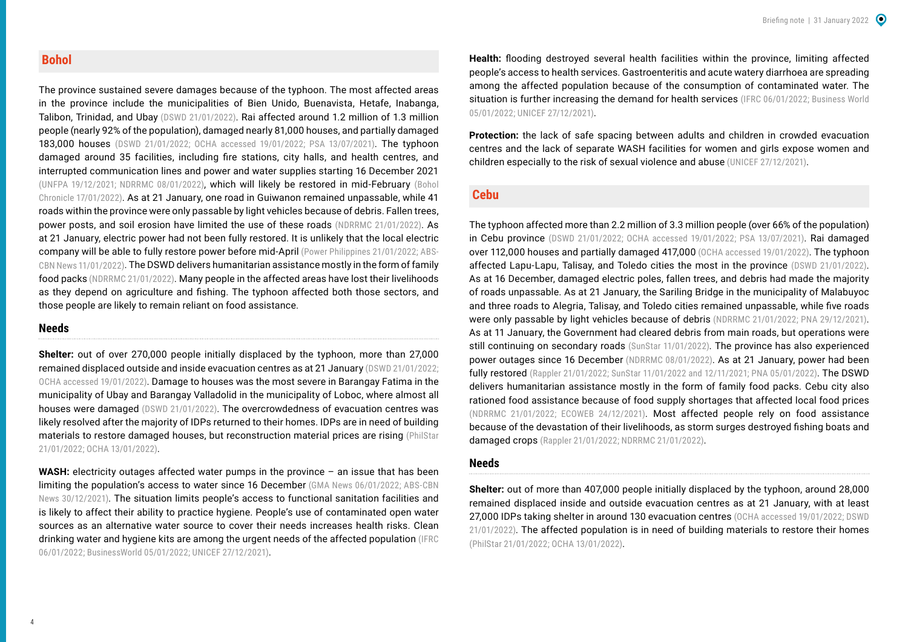## Bohol

The province sustained severe damages because of the typhoon. The most affected areas in the province include the municipalities of Bien Unido, Buenavista, Hetafe, Inabanga, Talibon, Trinidad, and Ubay (DSWD 21/01/2022). Rai affected around 1.2 million of 1.3 million people (nearly 92% of the population), damaged nearly 81,000 houses, and partially damaged 183,000 houses (DSWD 21/01/2022; OCHA accessed 19/01/2022; PSA 13/07/2021). The typhoon damaged around 35 facilities, including fire stations, city halls, and health centres, and interrupted communication lines and power and water supplies starting 16 December 2021 (UNFPA 19/12/2021; NDRRMC 08/01/2022), which will likely be restored in mid-February (Bohol Chronicle 17/01/2022). As at 21 January, one road in Guiwanon remained unpassable, while 41 roads within the province were only passable by light vehicles because of debris. Fallen trees, power posts, and soil erosion have limited the use of these roads (NDRRMC 21/01/2022). As at 21 January, electric power had not been fully restored. It is unlikely that the local electric company will be able to fully restore power before mid-April (Power Philippines 21/01/2022; ABS-CBN News 11/01/2022). The DSWD delivers humanitarian assistance mostly in the form of family food packs (NDRRMC 21/01/2022). Many people in the affected areas have lost their livelihoods as they depend on agriculture and fishing. The typhoon affected both those sectors, and those people are likely to remain reliant on food assistance.

### Needs

**Shelter:** out of over 270,000 people initially displaced by the typhoon, more than 27,000 remained displaced outside and inside evacuation centres as at 21 January (DSWD 21/01/2022; OCHA accessed 19/01/2022). Damage to houses was the most severe in Barangay Fatima in the municipality of Ubay and Barangay Valladolid in the municipality of Loboc, where almost all houses were damaged (DSWD 21/01/2022). The overcrowdedness of evacuation centres was likely resolved after the majority of IDPs returned to their homes. IDPs are in need of building materials to restore damaged houses, but reconstruction material prices are rising (PhilStar 21/01/2022; OCHA 13/01/2022).

**WASH:** electricity outages affected water pumps in the province – an issue that has been limiting the population's access to water since 16 December (GMA News 06/01/2022; ABS-CBN News 30/12/2021). The situation limits people's access to functional sanitation facilities and is likely to affect their ability to practice hygiene. People's use of contaminated open water sources as an alternative water source to cover their needs increases health risks. Clean drinking water and hygiene kits are among the urgent needs of the affected population (IFRC 06/01/2022; BusinessWorld 05/01/2022; UNICEF 27/12/2021).

**Health:** flooding destroyed several health facilities within the province, limiting affected people's access to health services. Gastroenteritis and acute watery diarrhoea are spreading among the affected population because of the consumption of contaminated water. The situation is further increasing the demand for health services (IFRC 06/01/2022; Business World 05/01/2022; UNICEF 27/12/2021).

**Protection:** the lack of safe spacing between adults and children in crowded evacuation centres and the lack of separate WASH facilities for women and girls expose women and children especially to the risk of sexual violence and abuse (UNICEF 27/12/2021).

## Cebu

The typhoon affected more than 2.2 million of 3.3 million people (over 66% of the population) in Cebu province (DSWD 21/01/2022; OCHA accessed 19/01/2022; PSA 13/07/2021). Rai damaged over 112,000 houses and partially damaged 417,000 (OCHA accessed 19/01/2022). The typhoon affected Lapu-Lapu, Talisay, and Toledo cities the most in the province (DSWD 21/01/2022). As at 16 December, damaged electric poles, fallen trees, and debris had made the majority of roads unpassable. As at 21 January, the Sariling Bridge in the municipality of Malabuyoc and three roads to Alegria, Talisay, and Toledo cities remained unpassable, while five roads were only passable by light vehicles because of debris (NDRRMC 21/01/2022; PNA 29/12/2021). As at 11 January, the Government had cleared debris from main roads, but operations were still continuing on secondary roads (SunStar 11/01/2022). The province has also experienced power outages since 16 December (NDRRMC 08/01/2022). As at 21 January, power had been fully restored (Rappler 21/01/2022; SunStar 11/01/2022 and 12/11/2021; PNA 05/01/2022). The DSWD delivers humanitarian assistance mostly in the form of family food packs. Cebu city also rationed food assistance because of food supply shortages that affected local food prices (NDRRMC 21/01/2022; ECOWEB 24/12/2021). Most affected people rely on food assistance because of the devastation of their livelihoods, as storm surges destroyed fishing boats and damaged crops (Rappler 21/01/2022; NDRRMC 21/01/2022).

### Needs

**Shelter:** out of more than 407,000 people initially displaced by the typhoon, around 28,000 remained displaced inside and outside evacuation centres as at 21 January, with at least 27,000 IDPs taking shelter in around 130 evacuation centres (OCHA accessed 19/01/2022; DSWD 21/01/2022). The affected population is in need of building materials to restore their homes (PhilStar 21/01/2022; OCHA 13/01/2022).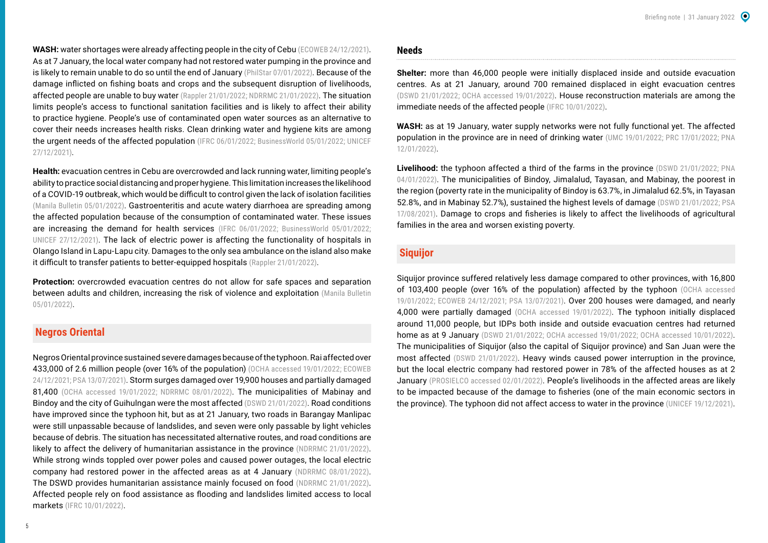**WASH:** water shortages were already affecting people in the city of Cebu (ECOWEB 24/12/2021). As at 7 January, the local water company had not restored water pumping in the province and is likely to remain unable to do so until the end of January (PhilStar 07/01/2022). Because of the damage inflicted on fishing boats and crops and the subsequent disruption of livelihoods, affected people are unable to buy water (Rappler 21/01/2022; NDRRMC 21/01/2022). The situation limits people's access to functional sanitation facilities and is likely to affect their ability to practice hygiene. People's use of contaminated open water sources as an alternative to cover their needs increases health risks. Clean drinking water and hygiene kits are among the urgent needs of the affected population (IFRC 06/01/2022; BusinessWorld 05/01/2022; UNICEF 27/12/2021).

**Health:** evacuation centres in Cebu are overcrowded and lack running water, limiting people's ability to practice social distancing and proper hygiene. This limitation increases the likelihood of a COVID-19 outbreak, which would be difficult to control given the lack of isolation facilities (Manila Bulletin 05/01/2022). Gastroenteritis and acute watery diarrhoea are spreading among the affected population because of the consumption of contaminated water. These issues are increasing the demand for health services (IFRC 06/01/2022; BusinessWorld 05/01/2022; UNICEF 27/12/2021). The lack of electric power is affecting the functionality of hospitals in Olango Island in Lapu-Lapu city. Damages to the only sea ambulance on the island also make it difficult to transfer patients to better-equipped hospitals (Rappler 21/01/2022).

**Protection:** overcrowded evacuation centres do not allow for safe spaces and separation between adults and children, increasing the risk of violence and exploitation (Manila Bulletin 05/01/2022).

## Negros Oriental

Negros Oriental province sustained severe damages because of the typhoon. Rai affected over 433,000 of 2.6 million people (over 16% of the population) (OCHA accessed 19/01/2022; ECOWEB 24/12/2021; PSA 13/07/2021). Storm surges damaged over 19,900 houses and partially damaged 81,400 (OCHA accessed 19/01/2022; NDRRMC 08/01/2022). The municipalities of Mabinay and Bindoy and the city of Guihulngan were the most affected (DSWD 21/01/2022). Road conditions have improved since the typhoon hit, but as at 21 January, two roads in Barangay Manlipac were still unpassable because of landslides, and seven were only passable by light vehicles because of debris. The situation has necessitated alternative routes, and road conditions are likely to affect the delivery of humanitarian assistance in the province (NDRRMC 21/01/2022). While strong winds toppled over power poles and caused power outages, the local electric company had restored power in the affected areas as at 4 January (NDRRMC 08/01/2022). The DSWD provides humanitarian assistance mainly focused on food (NDRRMC 21/01/2022). Affected people rely on food assistance as flooding and landslides limited access to local markets (IFRC 10/01/2022).

### Needs

**Shelter:** more than 46,000 people were initially displaced inside and outside evacuation centres. As at 21 January, around 700 remained displaced in eight evacuation centres (DSWD 21/01/2022; OCHA accessed 19/01/2022). House reconstruction materials are among the immediate needs of the affected people (IFRC 10/01/2022).

**WASH:** as at 19 January, water supply networks were not fully functional yet. The affected population in the province are in need of drinking water (UMC 19/01/2022; PRC 17/01/2022; PNA 12/01/2022).

**Livelihood:** the typhoon affected a third of the farms in the province (DSWD 21/01/2022; PNA 04/01/2022). The municipalities of Bindoy, Jimalalud, Tayasan, and Mabinay, the poorest in the region (poverty rate in the municipality of Bindoy is 63.7%, in Jimalalud 62.5%, in Tayasan 52.8%, and in Mabinay 52.7%), sustained the highest levels of damage (DSWD 21/01/2022; PSA 17/08/2021). Damage to crops and fisheries is likely to affect the livelihoods of agricultural families in the area and worsen existing poverty.

## Siquijor

Siquijor province suffered relatively less damage compared to other provinces, with 16,800 of 103,400 people (over 16% of the population) affected by the typhoon (OCHA accessed 19/01/2022; ECOWEB 24/12/2021; PSA 13/07/2021). Over 200 houses were damaged, and nearly 4,000 were partially damaged (OCHA accessed 19/01/2022). The typhoon initially displaced around 11,000 people, but IDPs both inside and outside evacuation centres had returned home as at 9 January (DSWD 21/01/2022; OCHA accessed 19/01/2022; OCHA accessed 10/01/2022). The municipalities of Siquijor (also the capital of Siquijor province) and San Juan were the most affected (DSWD 21/01/2022). Heavy winds caused power interruption in the province, but the local electric company had restored power in 78% of the affected houses as at 2 January (PROSIELCO accessed 02/01/2022). People's livelihoods in the affected areas are likely to be impacted because of the damage to fisheries (one of the main economic sectors in the province). The typhoon did not affect access to water in the province (UNICEF 19/12/2021).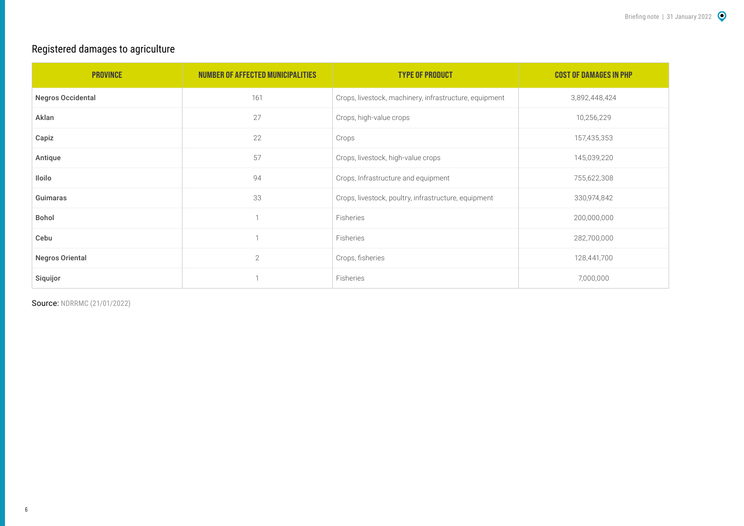## Registered damages to agriculture

| PROVINCE | NUMBER OF AFFECTED MUNICIPALITIES | TYPE OF PRODUCT | COST OF DAMAGES IN PHP |
|---|---|---|---|
| **Negros Occidental** | 161 | Crops, livestock, machinery, infrastructure, equipment | 3,892,448,424 |
| **Aklan** | 27 | Crops, high-value crops | 10,256,229 |
| **Capiz** | 22 | Crops | 157,435,353 |
| **Antique** | 57 | Crops, livestock, high-value crops | 145,039,220 |
| **Iloilo** | 94 | Crops, Infrastructure and equipment | 755,622,308 |
| **Guimaras** | 33 | Crops, livestock, poultry, infrastructure, equipment | 330,974,842 |
| **Bohol** | 1 | Fisheries | 200,000,000 |
| **Cebu** | 1 | Fisheries | 282,700,000 |
| **Negros Oriental** | 2 | Crops, fisheries | 128,441,700 |
| **Siquijor** | 1 | Fisheries | 7,000,000 |

Source: NDRRMC (21/01/2022)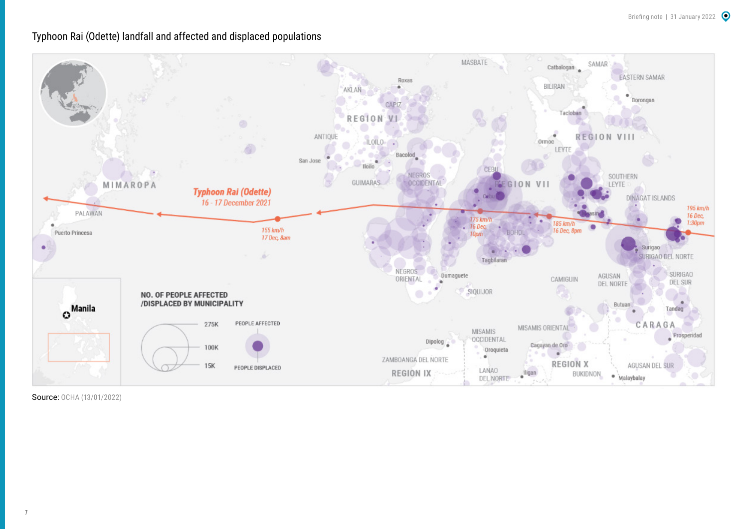Typhoon Rai (Odette) landfall and affected and displaced populations

Typhoon Rai (Odette)
16 - 17 December 2021

195 km/h
16 Dec, 1:30pm

185 km/h
16 Dec, 8pm

175 km/h
16 Dec, 10pm

155 km/h
17 Dec, 8am

NO. OF PEOPLE AFFECTED /DISPLACED BY MUNICIPALITY

275K
100K
15K

PEOPLE AFFECTED
PEOPLE DISPLACED

Manila

MASBATE, SAMAR, EASTERN SAMAR, BILIRAN, LEYTE, SOUTHERN LEYTE, DINAGAT ISLANDS, REGION VIII, REGION VII, REGION VI, AKLAN, CAPIZ, ANTIQUE, ILOILO, GUIMARAS, NEGROS OCCIDENTAL, NEGROS ORIENTAL, CEBU, BOHOL, SIQUIJOR, CAMIGUIN, MIMAROPA, PALAWAN, SURIGAO DEL NORTE, SURIGAO DEL SUR, AGUSAN DEL NORTE, AGUSAN DEL SUR, CARAGA, MISAMIS ORIENTAL, MISAMIS OCCIDENTAL, ZAMBOANGA DEL NORTE, REGION IX, LANAO DEL NORTE, REGION X, BUKIDNON

Roxas, Catbalogan, Borongan, Tacloban, Ormoc, San Jose, Iloilo, Bacolod, Cebu, Maasin, Tagbilaran, Dumaguete, Surigao, Butuan, Tandag, Prosperidad, Puerto Princesa, Dipolog, Oroquieta, Cagayan de Oro, Iligan, Malaybalay

Source: OCHA (13/01/2022)